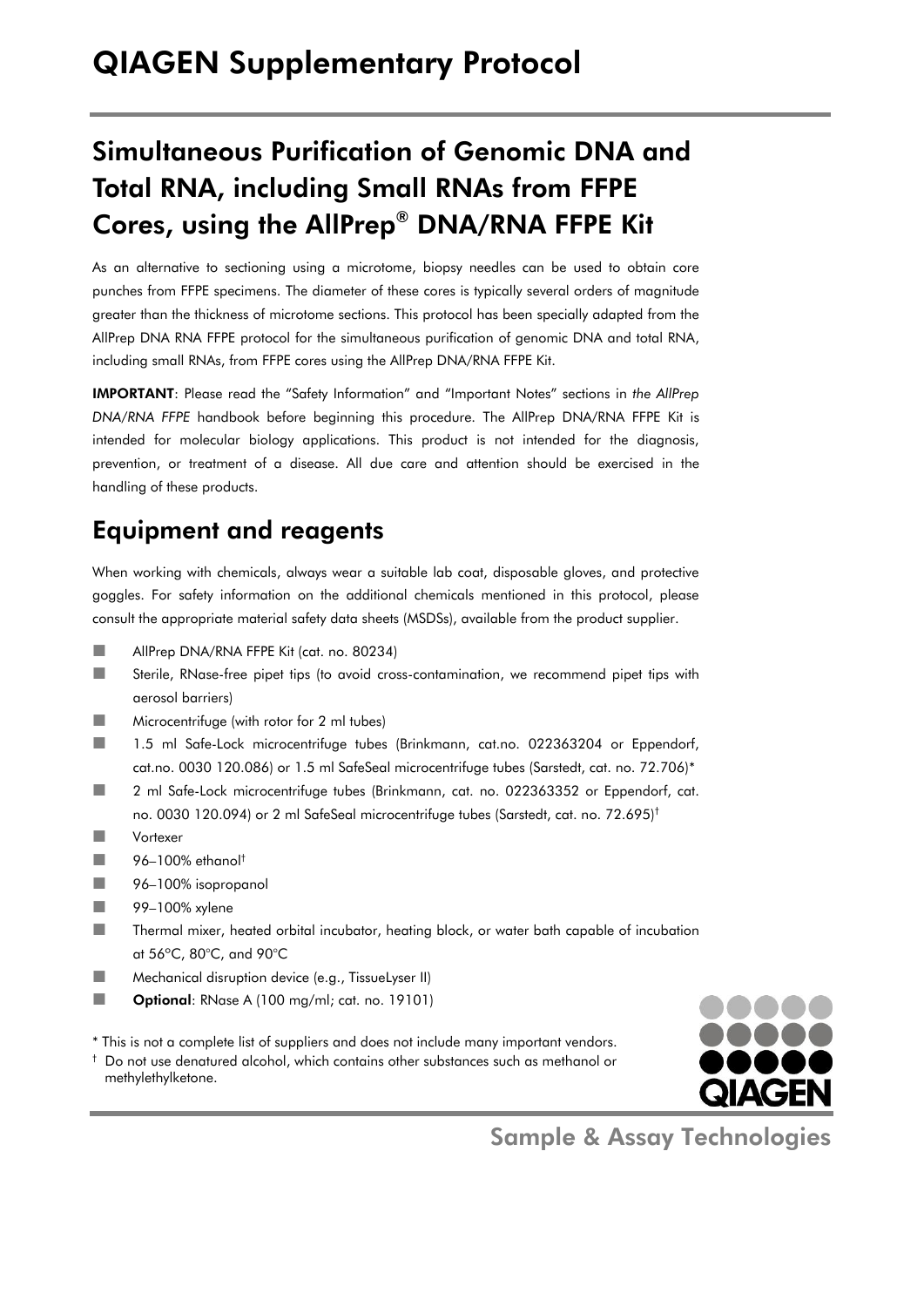# QIAGEN Supplementary Protocol

## Simultaneous Purification of Genomic DNA and Total RNA, including Small RNAs from FFPE Cores, using the AllPrep® DNA/RNA FFPE Kit

As an alternative to sectioning using a microtome, biopsy needles can be used to obtain core punches from FFPE specimens. The diameter of these cores is typically several orders of magnitude greater than the thickness of microtome sections. This protocol has been specially adapted from the AllPrep DNA RNA FFPE protocol for the simultaneous purification of genomic DNA and total RNA, including small RNAs, from FFPE cores using the AllPrep DNA/RNA FFPE Kit.

**IMPORTANT**: Please read the "Safety Information" and "Important Notes" sections in *the AllPrep DNA/RNA FFPE* handbook before beginning this procedure. The AllPrep DNA/RNA FFPE Kit is intended for molecular biology applications. This product is not intended for the diagnosis, prevention, or treatment of a disease. All due care and attention should be exercised in the handling of these products.

## Equipment and reagents

When working with chemicals, always wear a suitable lab coat, disposable gloves, and protective goggles. For safety information on the additional chemicals mentioned in this protocol, please consult the appropriate material safety data sheets (MSDSs), available from the product supplier.

- AllPrep DNA/RNA FFPE Kit (cat. no. 80234)
- Sterile, RNase-free pipet tips (to avoid cross-contamination, we recommend pipet tips with aerosol barriers)
- Microcentrifuge (with rotor for 2 ml tubes)
- 1.5 ml Safe-Lock microcentrifuge tubes (Brinkmann, cat.no. 022363204 or Eppendorf, cat.no. 0030 120.086) or 1.5 ml SafeSeal microcentrifuge tubes (Sarstedt, cat. no. 72.706)*
- 2 ml Safe-Lock microcentrifuge tubes (Brinkmann, cat. no. 022363352 or Eppendorf, cat. no. 0030 120.094) or 2 ml SafeSeal microcentrifuge tubes (Sarstedt, cat. no. 72.695)†
- Vortexer
- 96–100% ethanol†
- 96–100% isopropanol
- 99–100% xylene
- Thermal mixer, heated orbital incubator, heating block, or water bath capable of incubation at 56°C, 80°C, and 90°C
- Mechanical disruption device (e.g., TissueLyser II)
- **Optional**: RNase A (100 mg/ml; cat. no. 19101)

\* This is not a complete list of suppliers and does not include many important vendors.

† Do not use denatured alcohol, which contains other substances such as methanol or methylethylketone.

Sample & Assay Technologies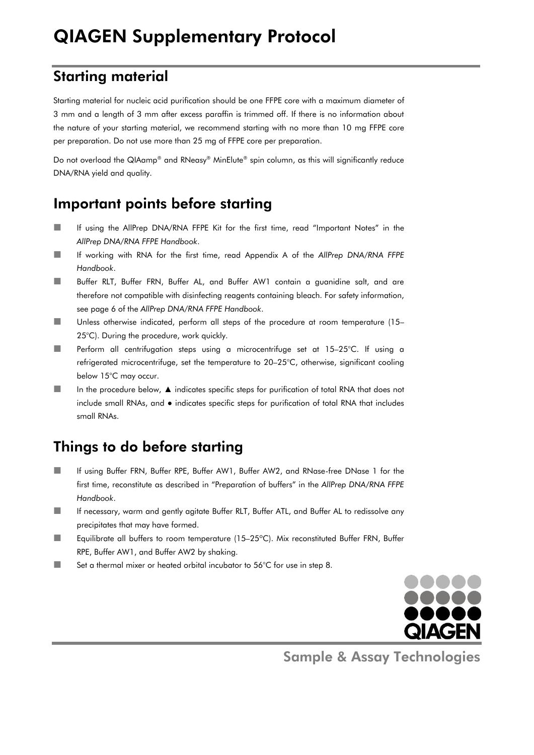## Starting material

Starting material for nucleic acid purification should be one FFPE core with a maximum diameter of 3 mm and a length of 3 mm after excess paraffin is trimmed off. If there is no information about the nature of your starting material, we recommend starting with no more than 10 mg FFPE core per preparation. Do not use more than 25 mg of FFPE core per preparation.

Do not overload the QIAamp® and RNeasy® MinElute® spin column, as this will significantly reduce DNA/RNA yield and quality.

## Important points before starting

- If using the AllPrep DNA/RNA FFPE Kit for the first time, read "Important Notes" in the *AllPrep DNA/RNA FFPE Handbook*.
- If working with RNA for the first time, read Appendix A of the *AllPrep DNA/RNA FFPE Handbook*.
- Buffer RLT, Buffer FRN, Buffer AL, and Buffer AW1 contain a guanidine salt, and are therefore not compatible with disinfecting reagents containing bleach. For safety information, see page 6 of the *AllPrep DNA/RNA FFPE Handbook*.
- Unless otherwise indicated, perform all steps of the procedure at room temperature (15–25°C). During the procedure, work quickly.
- Perform all centrifugation steps using a microcentrifuge set at 15–25°C. If using a refrigerated microcentrifuge, set the temperature to 20–25°C, otherwise, significant cooling below 15°C may occur.
- In the procedure below, ▲ indicates specific steps for purification of total RNA that does not include small RNAs, and ● indicates specific steps for purification of total RNA that includes small RNAs.

## Things to do before starting

- If using Buffer FRN, Buffer RPE, Buffer AW1, Buffer AW2, and RNase-free DNase 1 for the first time, reconstitute as described in "Preparation of buffers" in the *AllPrep DNA/RNA FFPE Handbook*.
- If necessary, warm and gently agitate Buffer RLT, Buffer ATL, and Buffer AL to redissolve any precipitates that may have formed.
- Equilibrate all buffers to room temperature (15–25°C). Mix reconstituted Buffer FRN, Buffer RPE, Buffer AW1, and Buffer AW2 by shaking.
- Set a thermal mixer or heated orbital incubator to 56°C for use in step 8.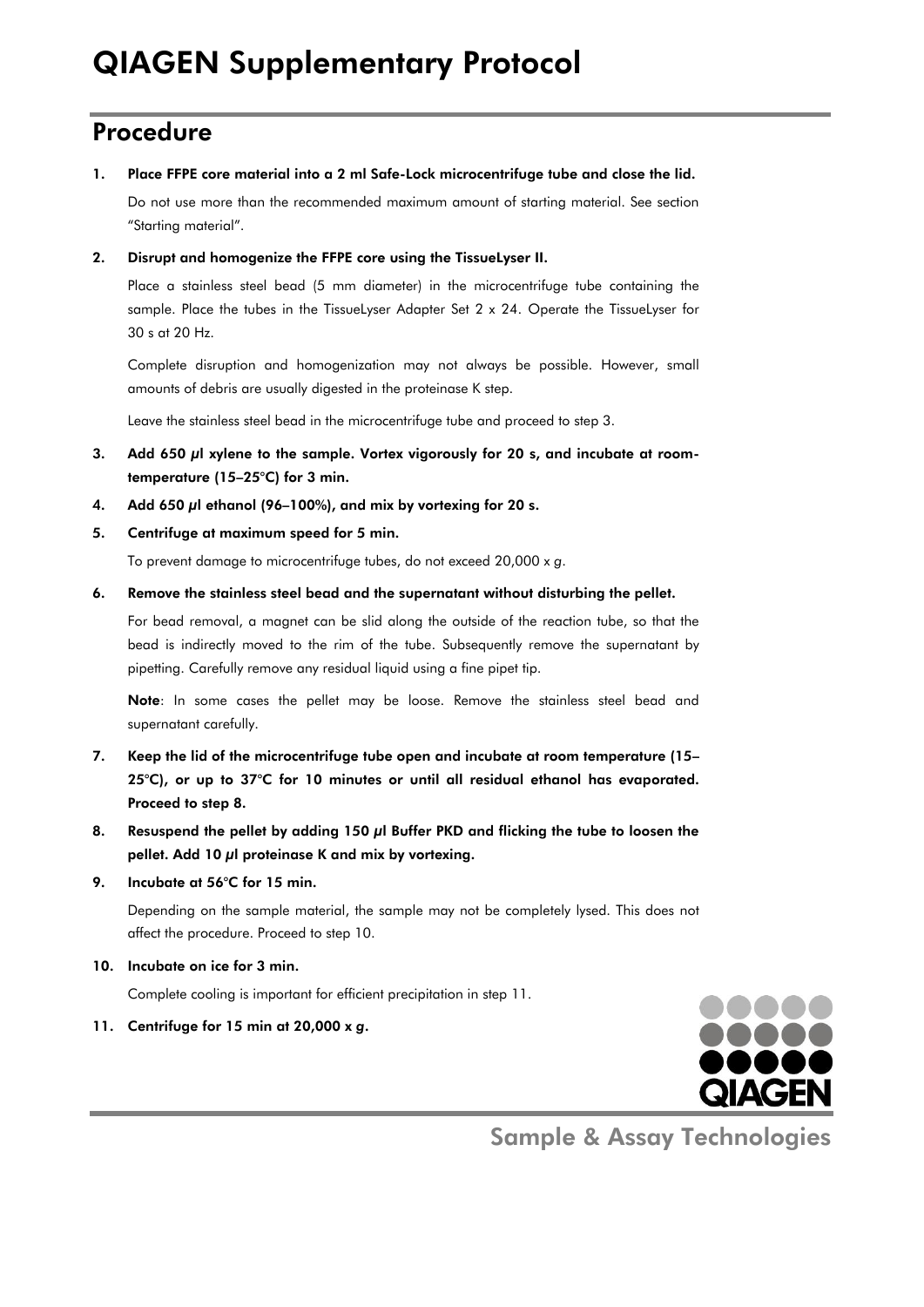## Procedure

1. **Place FFPE core material into a 2 ml Safe-Lock microcentrifuge tube and close the lid.**

   Do not use more than the recommended maximum amount of starting material. See section "Starting material".

2. **Disrupt and homogenize the FFPE core using the TissueLyser II.**

   Place a stainless steel bead (5 mm diameter) in the microcentrifuge tube containing the sample. Place the tubes in the TissueLyser Adapter Set 2 x 24. Operate the TissueLyser for 30 s at 20 Hz.

   Complete disruption and homogenization may not always be possible. However, small amounts of debris are usually digested in the proteinase K step.

   Leave the stainless steel bead in the microcentrifuge tube and proceed to step 3.

3. **Add 650 µl xylene to the sample. Vortex vigorously for 20 s, and incubate at room-temperature (15–25°C) for 3 min.**

4. **Add 650 µl ethanol (96–100%), and mix by vortexing for 20 s.**

5. **Centrifuge at maximum speed for 5 min.**

   To prevent damage to microcentrifuge tubes, do not exceed 20,000 x *g*.

6. **Remove the stainless steel bead and the supernatant without disturbing the pellet.**

   For bead removal, a magnet can be slid along the outside of the reaction tube, so that the bead is indirectly moved to the rim of the tube. Subsequently remove the supernatant by pipetting. Carefully remove any residual liquid using a fine pipet tip.

   **Note**: In some cases the pellet may be loose. Remove the stainless steel bead and supernatant carefully.

7. **Keep the lid of the microcentrifuge tube open and incubate at room temperature (15–25°C), or up to 37°C for 10 minutes or until all residual ethanol has evaporated. Proceed to step 8.**

8. **Resuspend the pellet by adding 150 µl Buffer PKD and flicking the tube to loosen the pellet. Add 10 µl proteinase K and mix by vortexing.**

9. **Incubate at 56°C for 15 min.**

   Depending on the sample material, the sample may not be completely lysed. This does not affect the procedure. Proceed to step 10.

10. **Incubate on ice for 3 min.**

    Complete cooling is important for efficient precipitation in step 11.

11. **Centrifuge for 15 min at 20,000 x *g*.**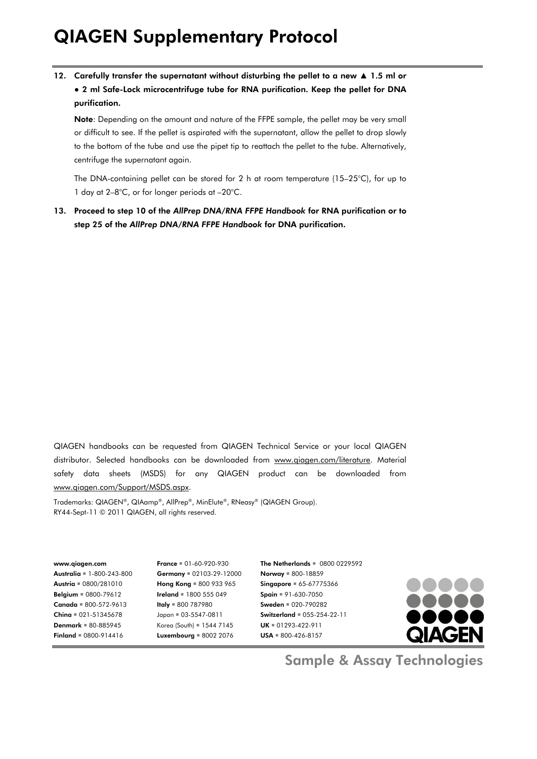12. **Carefully transfer the supernatant without disturbing the pellet to a new ▲ 1.5 ml or ● 2 ml Safe-Lock microcentrifuge tube for RNA purification. Keep the pellet for DNA purification.**

    **Note**: Depending on the amount and nature of the FFPE sample, the pellet may be very small or difficult to see. If the pellet is aspirated with the supernatant, allow the pellet to drop slowly to the bottom of the tube and use the pipet tip to reattach the pellet to the tube. Alternatively, centrifuge the supernatant again.

    The DNA-containing pellet can be stored for 2 h at room temperature (15–25°C), for up to 1 day at 2–8°C, or for longer periods at –20°C.

13. **Proceed to step 10 of the *AllPrep DNA/RNA FFPE Handbook* for RNA purification or to step 25 of the *AllPrep DNA/RNA FFPE Handbook* for DNA purification.**

QIAGEN handbooks can be requested from QIAGEN Technical Service or your local QIAGEN distributor. Selected handbooks can be downloaded from www.qiagen.com/literature. Material safety data sheets (MSDS) for any QIAGEN product can be downloaded from www.qiagen.com/Support/MSDS.aspx.

Trademarks: QIAGEN®, QIAamp®, AllPrep®, MinElute®, RNeasy® (QIAGEN Group).
RY44-Sept-11 © 2011 QIAGEN, all rights reserved.

**www.qiagen.com**
**Australia** ■ 1-800-243-800
**Austria** ■ 0800/281010
**Belgium** ■ 0800-79612
**Canada** ■ 800-572-9613
**China** ■ 021-51345678
**Denmark** ■ 80-885945
**Finland** ■ 0800-914416
**France** ■ 01-60-920-930
**Germany** ■ 02103-29-12000
**Hong Kong** ■ 800 933 965
**Ireland** ■ 1800 555 049
**Italy** ■ 800 787980
Japan ■ 03-5547-0811
Korea (South) ■ 1544 7145
**Luxembourg** ■ 8002 2076
**The Netherlands** ■ 0800 0229592
**Norway** ■ 800-18859
**Singapore** ■ 65-67775366
**Spain** ■ 91-630-7050
**Sweden** ■ 020-790282
**Switzerland** ■ 055-254-22-11
**UK** ■ 01293-422-911
**USA** ■ 800-426-8157

QIAGEN

Sample & Assay Technologies